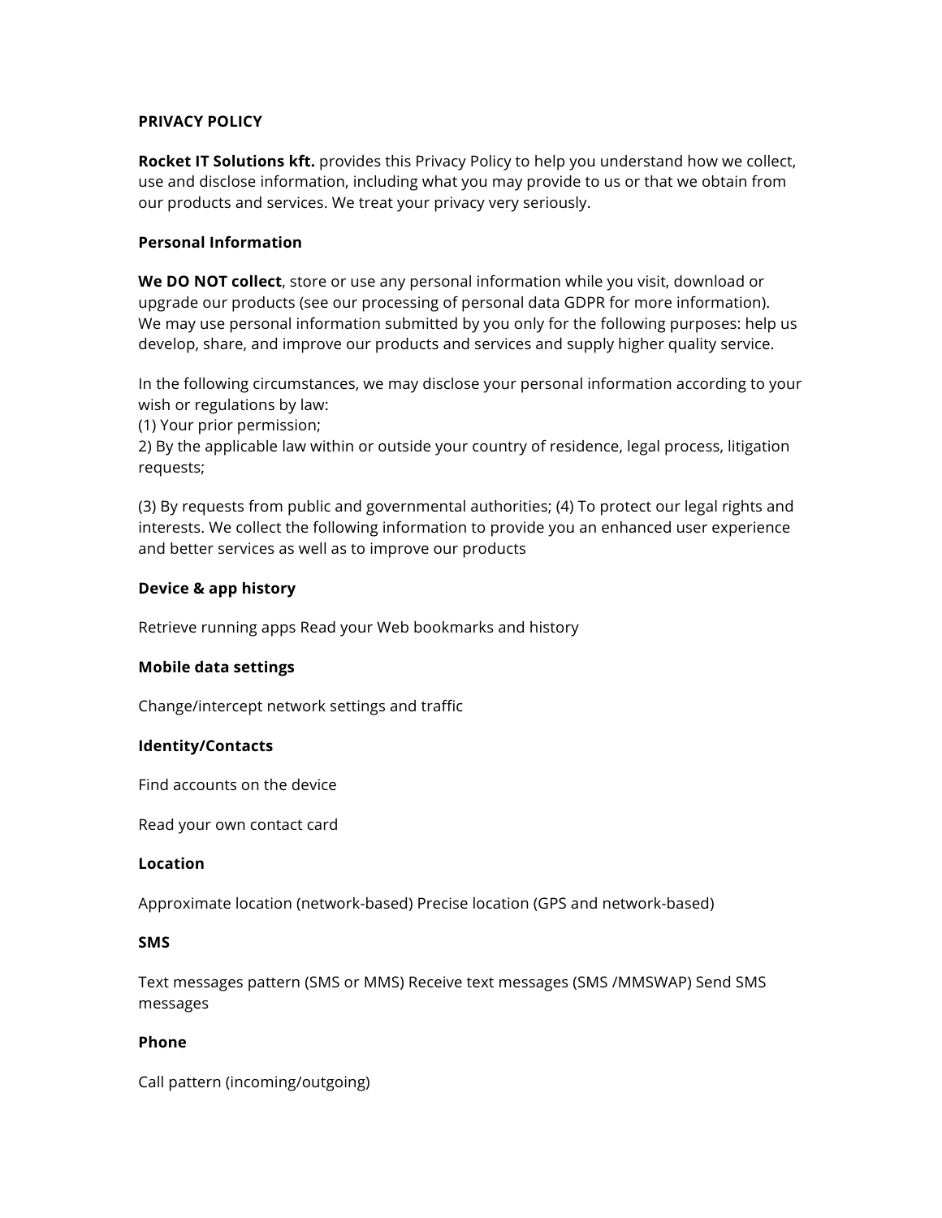**PRIVACY POLICY**

**Rocket IT Solutions kft.** provides this Privacy Policy to help you understand how we collect, use and disclose information, including what you may provide to us or that we obtain from our products and services. We treat your privacy very seriously.

**Personal Information**

**We DO NOT collect**, store or use any personal information while you visit, download or upgrade our products (see our processing of personal data GDPR for more information). We may use personal information submitted by you only for the following purposes: help us develop, share, and improve our products and services and supply higher quality service.

In the following circumstances, we may disclose your personal information according to your wish or regulations by law:
(1) Your prior permission;
2) By the applicable law within or outside your country of residence, legal process, litigation requests;

(3) By requests from public and governmental authorities; (4) To protect our legal rights and interests. We collect the following information to provide you an enhanced user experience and better services as well as to improve our products

**Device & app history**

Retrieve running apps Read your Web bookmarks and history

**Mobile data settings**

Change/intercept network settings and traffic

**Identity/Contacts**

Find accounts on the device

Read your own contact card

**Location**

Approximate location (network-based) Precise location (GPS and network-based)

**SMS**

Text messages pattern (SMS or MMS) Receive text messages (SMS /MMSWAP) Send SMS messages

**Phone**

Call pattern (incoming/outgoing)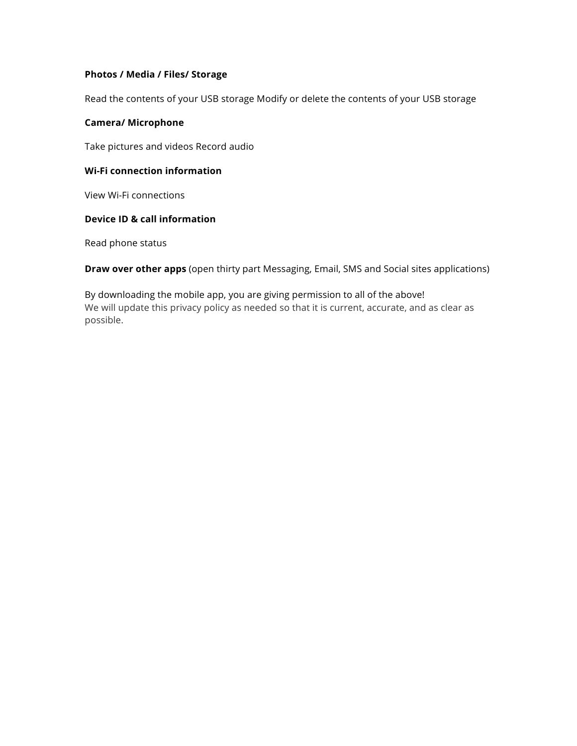**Photos / Media / Files/ Storage**

Read the contents of your USB storage Modify or delete the contents of your USB storage

**Camera/ Microphone**

Take pictures and videos Record audio

**Wi-Fi connection information**

View Wi-Fi connections

**Device ID & call information**

Read phone status

**Draw over other apps** (open thirty part Messaging, Email, SMS and Social sites applications)

By downloading the mobile app, you are giving permission to all of the above!
We will update this privacy policy as needed so that it is current, accurate, and as clear as possible.